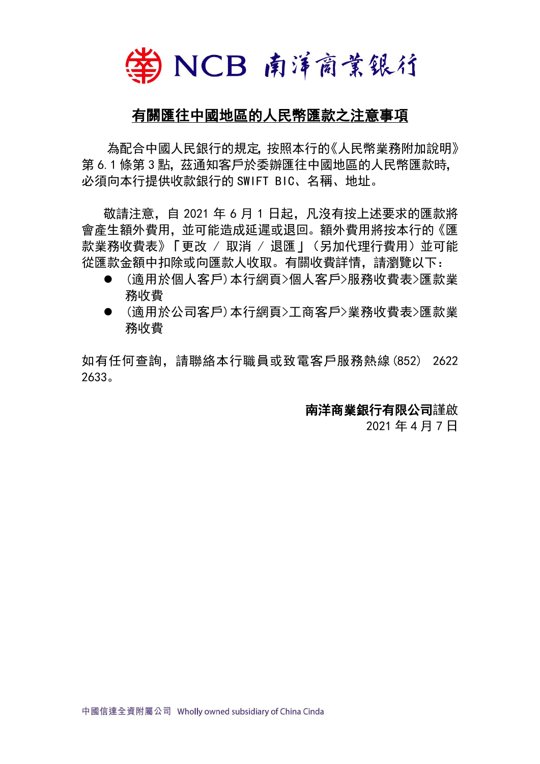NCB 南洋商業銀行

## 有關匯往中國地區的人民幣匯款之注意事項

為配合中國人民銀行的規定，按照本行的《人民幣業務附加說明》第 6.1 條第 3 點，茲通知客戶於委辦匯往中國地區的人民幣匯款時，必須向本行提供收款銀行的 SWIFT BIC、名稱、地址。

敬請注意，自 2021 年 6 月 1 日起，凡沒有按上述要求的匯款將會產生額外費用，並可能造成延遲或退回。額外費用將按本行的《匯款業務收費表》「更改 / 取消 / 退匯」（另加代理行費用）並可能從匯款金額中扣除或向匯款人收取。有關收費詳情，請瀏覽以下：

- (適用於個人客戶) 本行網頁>個人客戶>服務收費表>匯款業務收費
- (適用於公司客戶) 本行網頁>工商客戶>業務收費表>匯款業務收費

如有任何查詢，請聯絡本行職員或致電客戶服務熱線 (852) 2622 2633。

**南洋商業銀行有限公司**謹啟
2021 年 4 月 7 日

中國信達全資附屬公司 Wholly owned subsidiary of China Cinda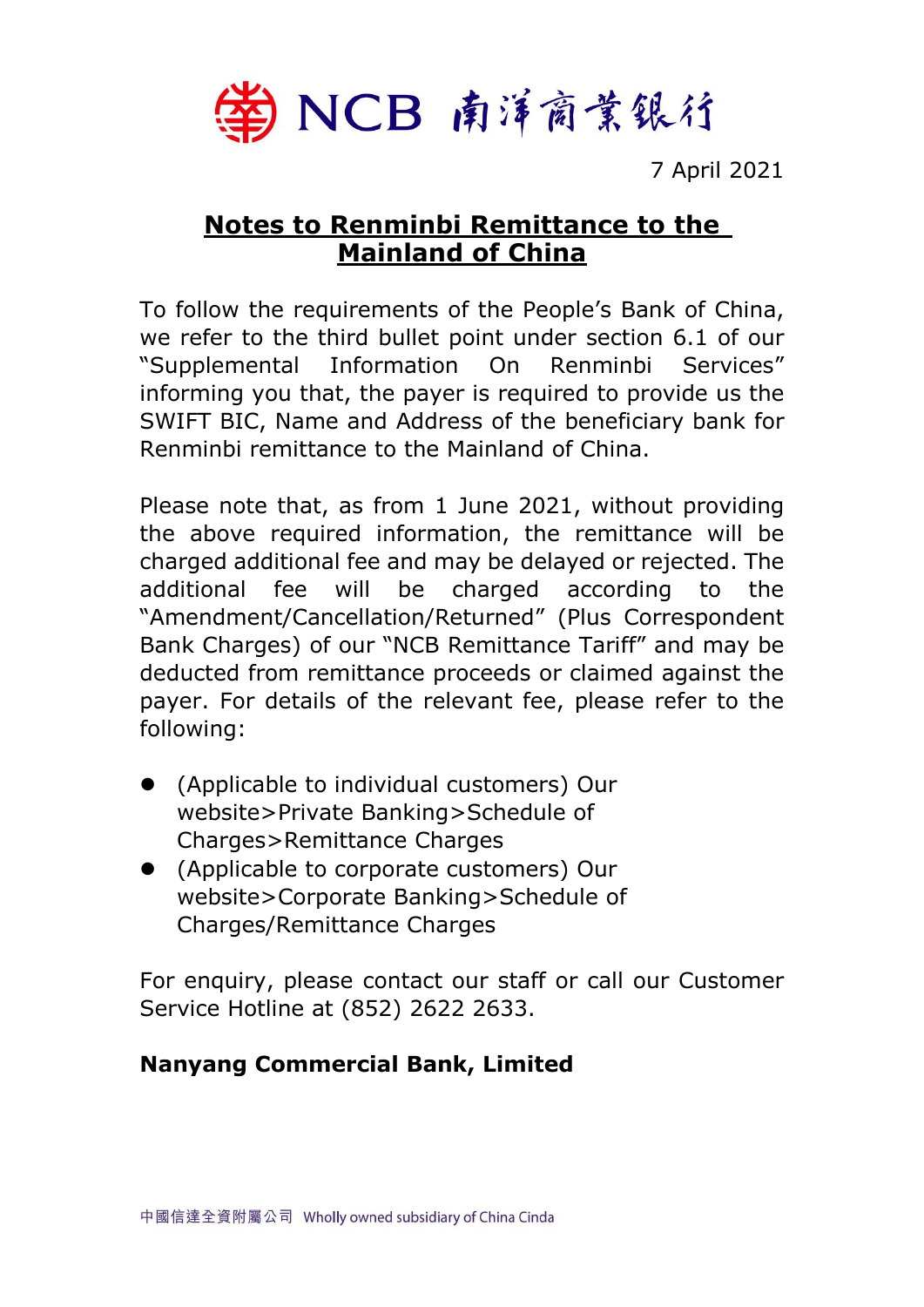NCB 南洋商業銀行

7 April 2021

## Notes to Renminbi Remittance to the Mainland of China

To follow the requirements of the People's Bank of China, we refer to the third bullet point under section 6.1 of our "Supplemental Information On Renminbi Services" informing you that, the payer is required to provide us the SWIFT BIC, Name and Address of the beneficiary bank for Renminbi remittance to the Mainland of China.

Please note that, as from 1 June 2021, without providing the above required information, the remittance will be charged additional fee and may be delayed or rejected. The additional fee will be charged according to the "Amendment/Cancellation/Returned" (Plus Correspondent Bank Charges) of our "NCB Remittance Tariff" and may be deducted from remittance proceeds or claimed against the payer. For details of the relevant fee, please refer to the following:

- (Applicable to individual customers) Our website>Private Banking>Schedule of Charges>Remittance Charges
- (Applicable to corporate customers) Our website>Corporate Banking>Schedule of Charges/Remittance Charges

For enquiry, please contact our staff or call our Customer Service Hotline at (852) 2622 2633.

**Nanyang Commercial Bank, Limited**

中國信達全資附屬公司 Wholly owned subsidiary of China Cinda